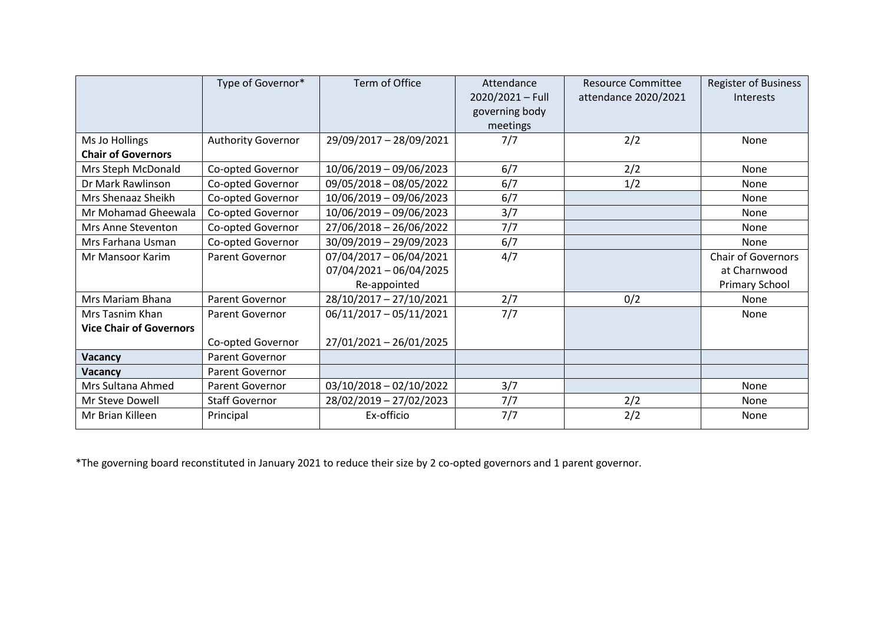| | Type of Governor* | Term of Office | Attendance 2020/2021 – Full governing body meetings | Resource Committee attendance 2020/2021 | Register of Business Interests |
|---|---|---|---|---|---|
| Ms Jo Hollings **Chair of Governors** | Authority Governor | 29/09/2017 – 28/09/2021 | 7/7 | 2/2 | None |
| Mrs Steph McDonald | Co-opted Governor | 10/06/2019 – 09/06/2023 | 6/7 | 2/2 | None |
| Dr Mark Rawlinson | Co-opted Governor | 09/05/2018 – 08/05/2022 | 6/7 | 1/2 | None |
| Mrs Shenaaz Sheikh | Co-opted Governor | 10/06/2019 – 09/06/2023 | 6/7 | | None |
| Mr Mohamad Gheewala | Co-opted Governor | 10/06/2019 – 09/06/2023 | 3/7 | | None |
| Mrs Anne Steventon | Co-opted Governor | 27/06/2018 – 26/06/2022 | 7/7 | | None |
| Mrs Farhana Usman | Co-opted Governor | 30/09/2019 – 29/09/2023 | 6/7 | | None |
| Mr Mansoor Karim | Parent Governor | 07/04/2017 – 06/04/2021<br>07/04/2021 – 06/04/2025<br>Re-appointed | 4/7 | | Chair of Governors at Charnwood Primary School |
| Mrs Mariam Bhana | Parent Governor | 28/10/2017 – 27/10/2021 | 2/7 | 0/2 | None |
| Mrs Tasnim Khan **Vice Chair of Governors** | Parent Governor<br><br>Co-opted Governor | 06/11/2017 – 05/11/2021<br><br>27/01/2021 – 26/01/2025 | 7/7 | | None |
| **Vacancy** | Parent Governor | | | | |
| **Vacancy** | Parent Governor | | | | |
| Mrs Sultana Ahmed | Parent Governor | 03/10/2018 – 02/10/2022 | 3/7 | | None |
| Mr Steve Dowell | Staff Governor | 28/02/2019 – 27/02/2023 | 7/7 | 2/2 | None |
| Mr Brian Killeen | Principal | Ex-officio | 7/7 | 2/2 | None |

*The governing board reconstituted in January 2021 to reduce their size by 2 co-opted governors and 1 parent governor.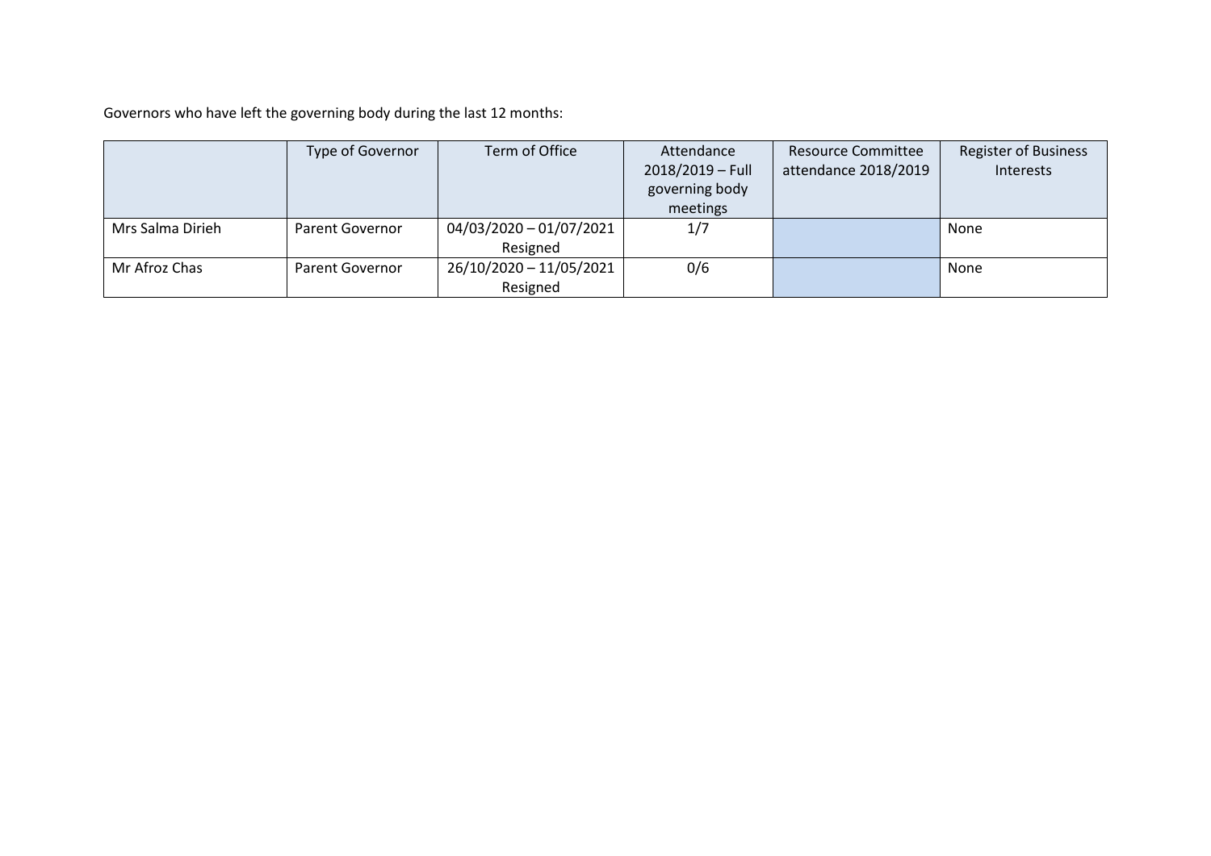Governors who have left the governing body during the last 12 months:

| | Type of Governor | Term of Office | Attendance 2018/2019 – Full governing body meetings | Resource Committee attendance 2018/2019 | Register of Business Interests |
|---|---|---|---|---|---|
| Mrs Salma Dirieh | Parent Governor | 04/03/2020 – 01/07/2021 Resigned | 1/7 | | None |
| Mr Afroz Chas | Parent Governor | 26/10/2020 – 11/05/2021 Resigned | 0/6 | | None |